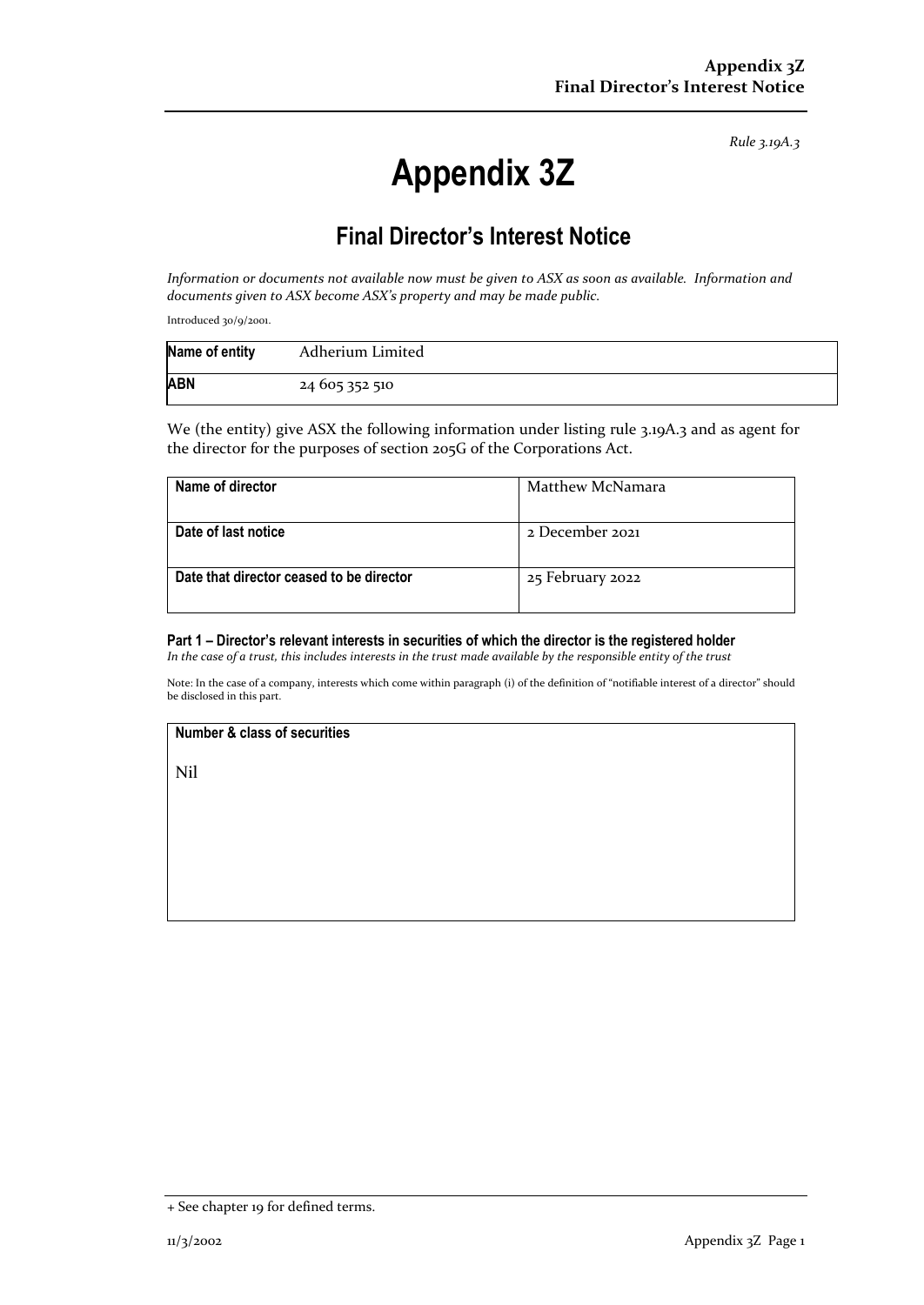*Rule 3.19A.3*

# Appendix 3Z

## Final Director's Interest Notice

*Information or documents not available now must be given to ASX as soon as available. Information and documents given to ASX become ASX's property and may be made public.*

Introduced 30/9/2001.

| **Name of entity** | Adherium Limited |
|---|---|
| **ABN** | 24 605 352 510 |

We (the entity) give ASX the following information under listing rule 3.19A.3 and as agent for the director for the purposes of section 205G of the Corporations Act.

| **Name of director** | Matthew McNamara |
|---|---|
| **Date of last notice** | 2 December 2021 |
| **Date that director ceased to be director** | 25 February 2022 |

### Part 1 – Director's relevant interests in securities of which the director is the registered holder

*In the case of a trust, this includes interests in the trust made available by the responsible entity of the trust*

Note: In the case of a company, interests which come within paragraph (i) of the definition of "notifiable interest of a director" should be disclosed in this part.

| **Number & class of securities** |
|---|
| Nil |

+ See chapter 19 for defined terms.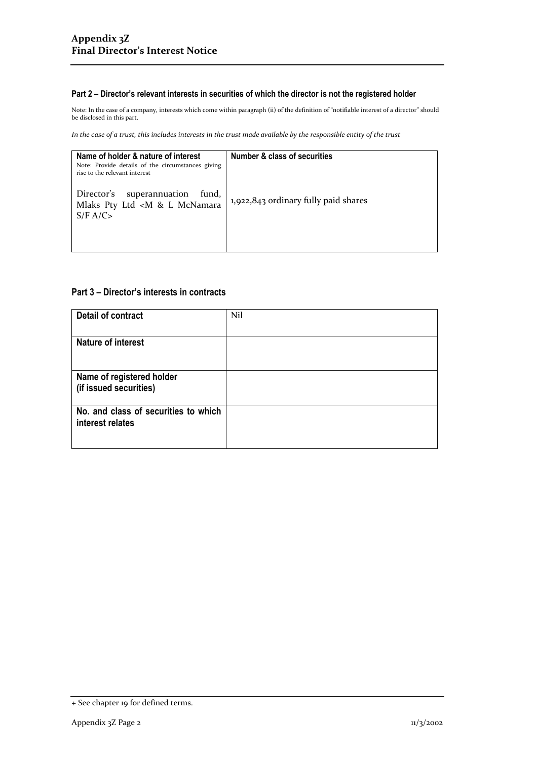## Part 2 – Director's relevant interests in securities of which the director is not the registered holder

Note: In the case of a company, interests which come within paragraph (ii) of the definition of "notifiable interest of a director" should be disclosed in this part.

*In the case of a trust, this includes interests in the trust made available by the responsible entity of the trust*

| **Name of holder & nature of interest**<br>Note: Provide details of the circumstances giving rise to the relevant interest | **Number & class of securities** |
|---|---|
| Director's superannuation fund, Mlaks Pty Ltd <M & L McNamara S/F A/C> | 1,922,843 ordinary fully paid shares |

## Part 3 – Director's interests in contracts

| | |
|---|---|
| **Detail of contract** | Nil |
| **Nature of interest** | |
| **Name of registered holder (if issued securities)** | |
| **No. and class of securities to which interest relates** | |

+ See chapter 19 for defined terms.